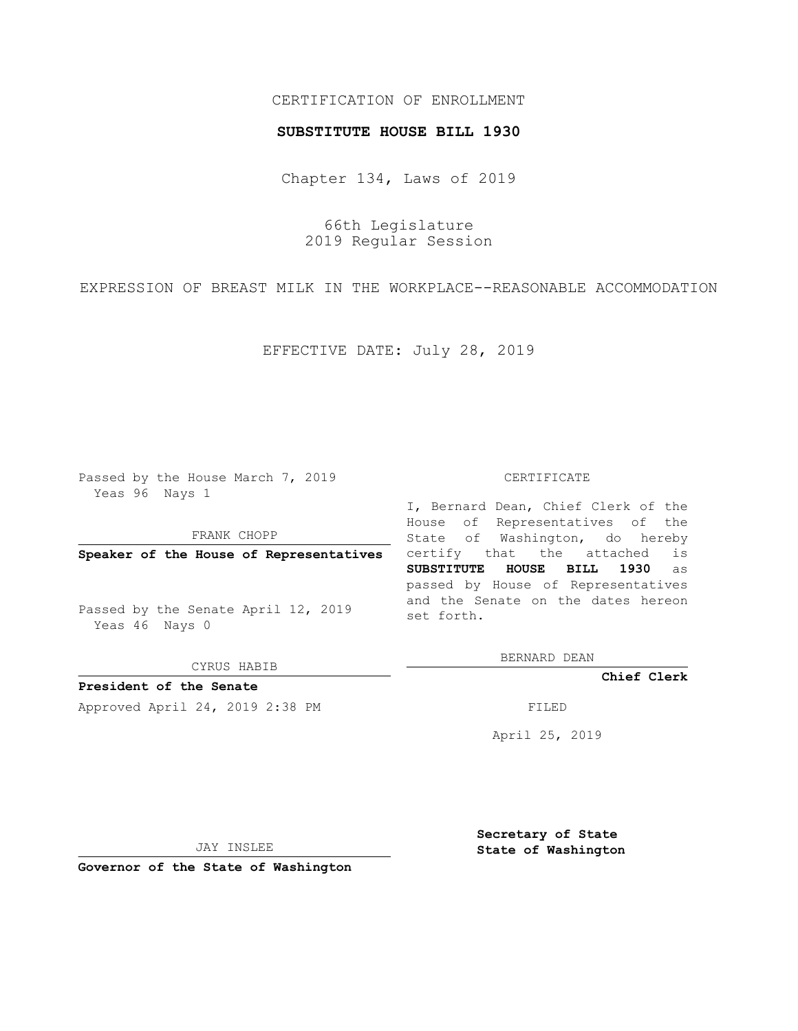CERTIFICATION OF ENROLLMENT

**SUBSTITUTE HOUSE BILL 1930**

Chapter 134, Laws of 2019

66th Legislature
2019 Regular Session

EXPRESSION OF BREAST MILK IN THE WORKPLACE--REASONABLE ACCOMMODATION

EFFECTIVE DATE: July 28, 2019

Passed by the House March 7, 2019
Yeas 96 Nays 1

FRANK CHOPP

**Speaker of the House of Representatives**

Passed by the Senate April 12, 2019
Yeas 46 Nays 0

CYRUS HABIB

**President of the Senate**

Approved April 24, 2019 2:38 PM

JAY INSLEE

**Governor of the State of Washington**

CERTIFICATE

I, Bernard Dean, Chief Clerk of the House of Representatives of the State of Washington, do hereby certify that the attached is **SUBSTITUTE HOUSE BILL 1930** as passed by House of Representatives and the Senate on the dates hereon set forth.

BERNARD DEAN

**Chief Clerk**

FILED

April 25, 2019

**Secretary of State**
**State of Washington**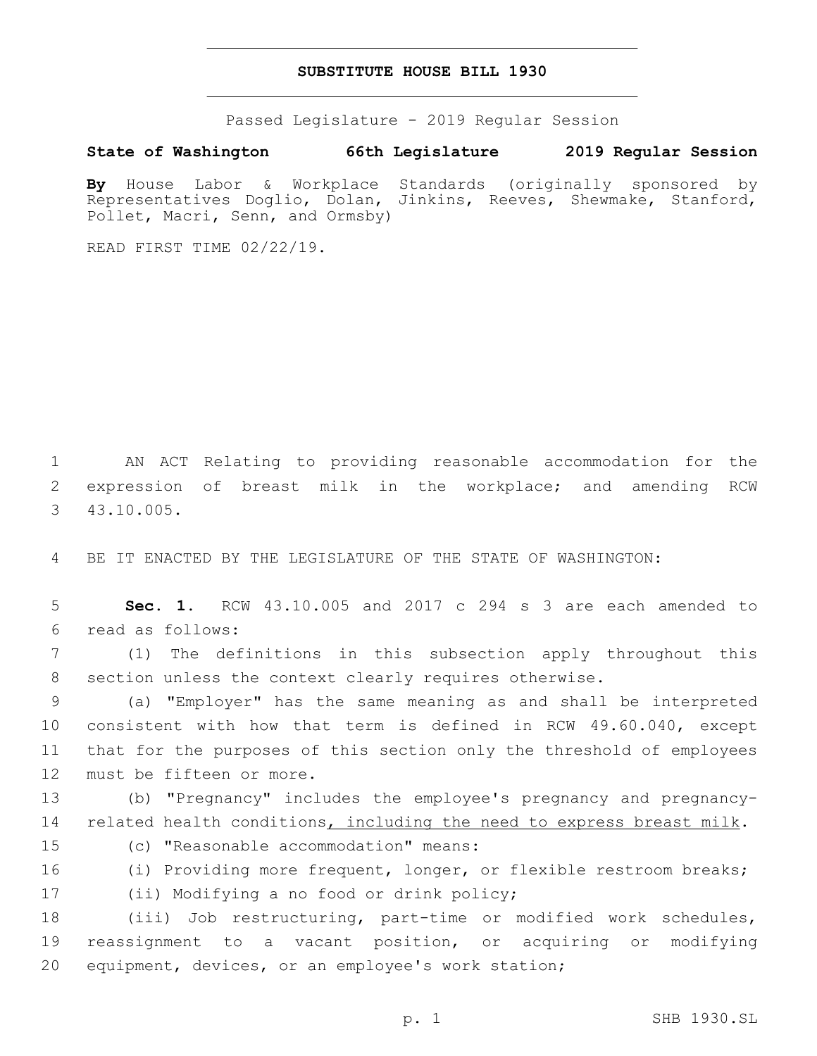# SUBSTITUTE HOUSE BILL 1930

Passed Legislature - 2019 Regular Session

**State of Washington 66th Legislature 2019 Regular Session**

**By** House Labor & Workplace Standards (originally sponsored by Representatives Doglio, Dolan, Jinkins, Reeves, Shewmake, Stanford, Pollet, Macri, Senn, and Ormsby)

READ FIRST TIME 02/22/19.

AN ACT Relating to providing reasonable accommodation for the expression of breast milk in the workplace; and amending RCW 43.10.005.

BE IT ENACTED BY THE LEGISLATURE OF THE STATE OF WASHINGTON:

**Sec. 1.** RCW 43.10.005 and 2017 c 294 s 3 are each amended to read as follows:

(1) The definitions in this subsection apply throughout this section unless the context clearly requires otherwise.

(a) "Employer" has the same meaning as and shall be interpreted consistent with how that term is defined in RCW 49.60.040, except that for the purposes of this section only the threshold of employees must be fifteen or more.

(b) "Pregnancy" includes the employee's pregnancy and pregnancy-related health conditions<u>, including the need to express breast milk</u>.

(c) "Reasonable accommodation" means:

(i) Providing more frequent, longer, or flexible restroom breaks;

(ii) Modifying a no food or drink policy;

(iii) Job restructuring, part-time or modified work schedules, reassignment to a vacant position, or acquiring or modifying equipment, devices, or an employee's work station;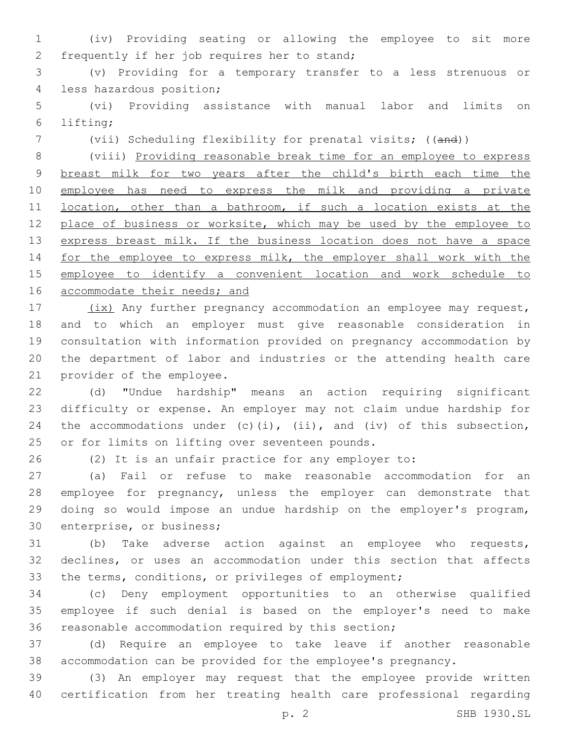(iv) Providing seating or allowing the employee to sit more frequently if her job requires her to stand;

(v) Providing for a temporary transfer to a less strenuous or less hazardous position;

(vi) Providing assistance with manual labor and limits on lifting;

(vii) Scheduling flexibility for prenatal visits; ((~~and~~))

(viii) <u>Providing reasonable break time for an employee to express breast milk for two years after the child's birth each time the employee has need to express the milk and providing a private location, other than a bathroom, if such a location exists at the place of business or worksite, which may be used by the employee to express breast milk. If the business location does not have a space for the employee to express milk, the employer shall work with the employee to identify a convenient location and work schedule to accommodate their needs; and</u>

<u>(ix)</u> Any further pregnancy accommodation an employee may request, and to which an employer must give reasonable consideration in consultation with information provided on pregnancy accommodation by the department of labor and industries or the attending health care provider of the employee.

(d) "Undue hardship" means an action requiring significant difficulty or expense. An employer may not claim undue hardship for the accommodations under (c)(i), (ii), and (iv) of this subsection, or for limits on lifting over seventeen pounds.

(2) It is an unfair practice for any employer to:

(a) Fail or refuse to make reasonable accommodation for an employee for pregnancy, unless the employer can demonstrate that doing so would impose an undue hardship on the employer's program, enterprise, or business;

(b) Take adverse action against an employee who requests, declines, or uses an accommodation under this section that affects the terms, conditions, or privileges of employment;

(c) Deny employment opportunities to an otherwise qualified employee if such denial is based on the employer's need to make reasonable accommodation required by this section;

(d) Require an employee to take leave if another reasonable accommodation can be provided for the employee's pregnancy.

(3) An employer may request that the employee provide written certification from her treating health care professional regarding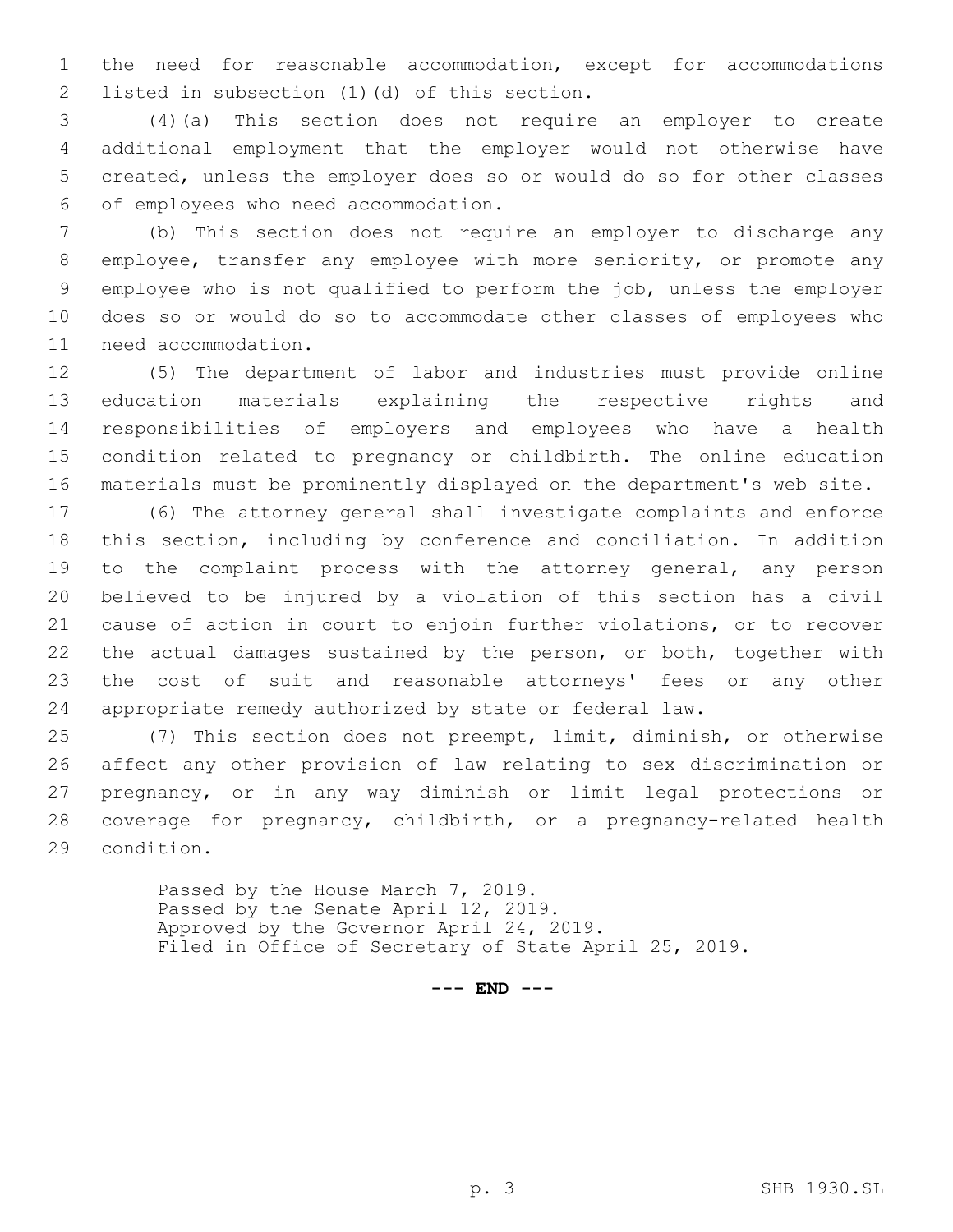the need for reasonable accommodation, except for accommodations listed in subsection (1)(d) of this section.

(4)(a) This section does not require an employer to create additional employment that the employer would not otherwise have created, unless the employer does so or would do so for other classes of employees who need accommodation.

(b) This section does not require an employer to discharge any employee, transfer any employee with more seniority, or promote any employee who is not qualified to perform the job, unless the employer does so or would do so to accommodate other classes of employees who need accommodation.

(5) The department of labor and industries must provide online education materials explaining the respective rights and responsibilities of employers and employees who have a health condition related to pregnancy or childbirth. The online education materials must be prominently displayed on the department's web site.

(6) The attorney general shall investigate complaints and enforce this section, including by conference and conciliation. In addition to the complaint process with the attorney general, any person believed to be injured by a violation of this section has a civil cause of action in court to enjoin further violations, or to recover the actual damages sustained by the person, or both, together with the cost of suit and reasonable attorneys' fees or any other appropriate remedy authorized by state or federal law.

(7) This section does not preempt, limit, diminish, or otherwise affect any other provision of law relating to sex discrimination or pregnancy, or in any way diminish or limit legal protections or coverage for pregnancy, childbirth, or a pregnancy-related health condition.

Passed by the House March 7, 2019.
Passed by the Senate April 12, 2019.
Approved by the Governor April 24, 2019.
Filed in Office of Secretary of State April 25, 2019.

**--- END ---**